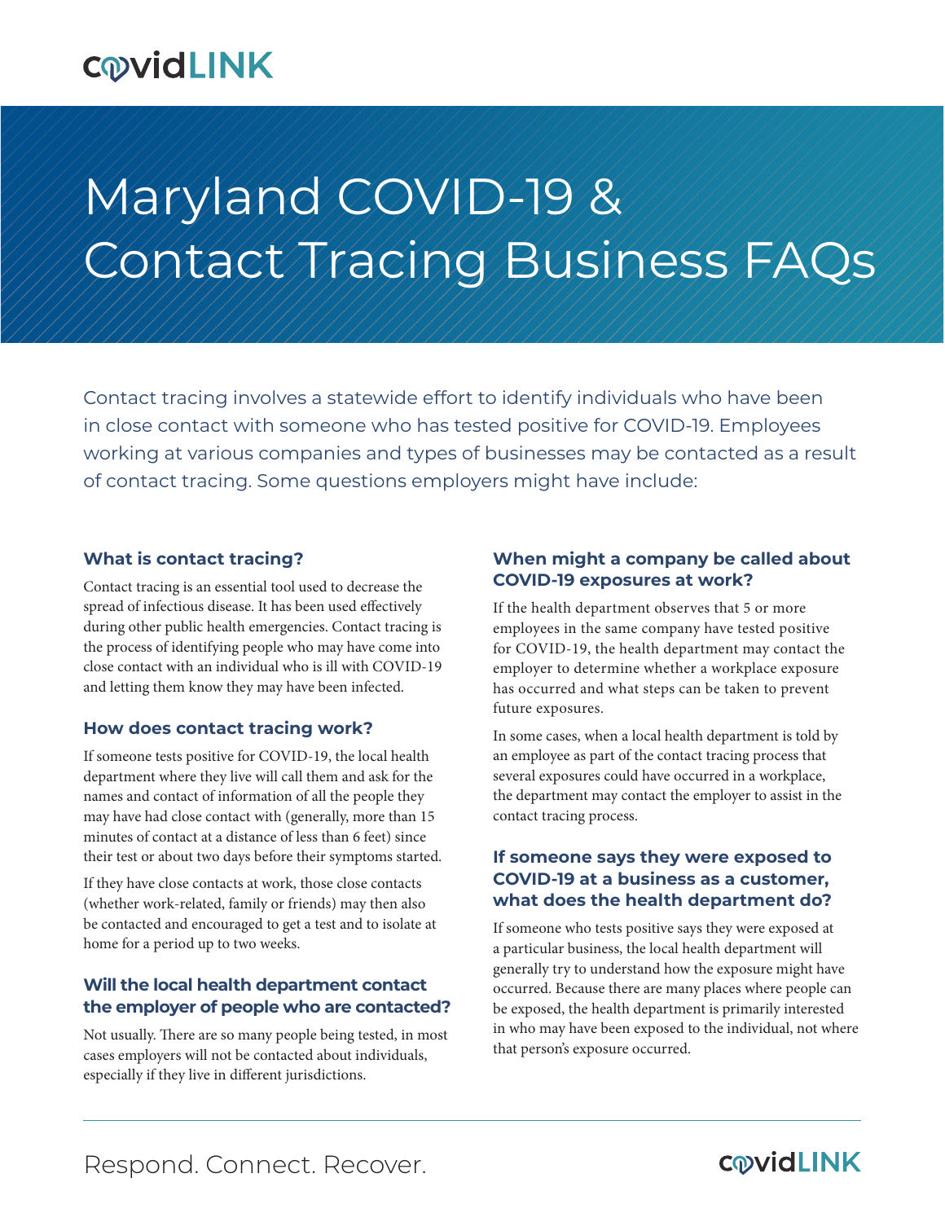covidLINK

# Maryland COVID-19 & Contact Tracing Business FAQs

Contact tracing involves a statewide effort to identify individuals who have been in close contact with someone who has tested positive for COVID-19. Employees working at various companies and types of businesses may be contacted as a result of contact tracing. Some questions employers might have include:

### What is contact tracing?

Contact tracing is an essential tool used to decrease the spread of infectious disease. It has been used effectively during other public health emergencies. Contact tracing is the process of identifying people who may have come into close contact with an individual who is ill with COVID-19 and letting them know they may have been infected.

### How does contact tracing work?

If someone tests positive for COVID-19, the local health department where they live will call them and ask for the names and contact of information of all the people they may have had close contact with (generally, more than 15 minutes of contact at a distance of less than 6 feet) since their test or about two days before their symptoms started.

If they have close contacts at work, those close contacts (whether work-related, family or friends) may then also be contacted and encouraged to get a test and to isolate at home for a period up to two weeks.

### Will the local health department contact the employer of people who are contacted?

Not usually. There are so many people being tested, in most cases employers will not be contacted about individuals, especially if they live in different jurisdictions.

### When might a company be called about COVID-19 exposures at work?

If the health department observes that 5 or more employees in the same company have tested positive for COVID-19, the health department may contact the employer to determine whether a workplace exposure has occurred and what steps can be taken to prevent future exposures.

In some cases, when a local health department is told by an employee as part of the contact tracing process that several exposures could have occurred in a workplace, the department may contact the employer to assist in the contact tracing process.

### If someone says they were exposed to COVID-19 at a business as a customer, what does the health department do?

If someone who tests positive says they were exposed at a particular business, the local health department will generally try to understand how the exposure might have occurred. Because there are many places where people can be exposed, the health department is primarily interested in who may have been exposed to the individual, not where that person's exposure occurred.

Respond. Connect. Recover.

covidLINK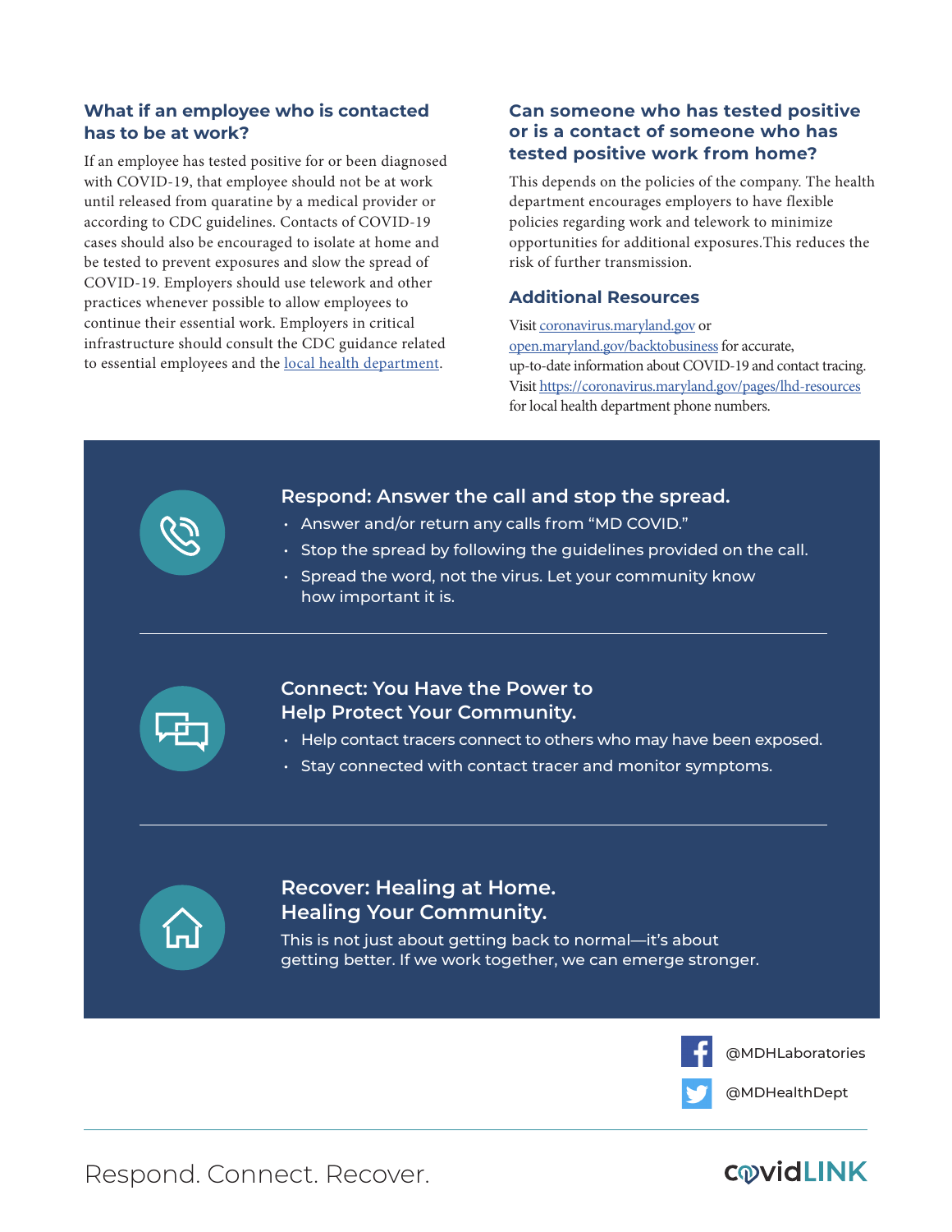## What if an employee who is contacted has to be at work?

If an employee has tested positive for or been diagnosed with COVID-19, that employee should not be at work until released from quaratine by a medical provider or according to CDC guidelines. Contacts of COVID-19 cases should also be encouraged to isolate at home and be tested to prevent exposures and slow the spread of COVID-19. Employers should use telework and other practices whenever possible to allow employees to continue their essential work. Employers in critical infrastructure should consult the CDC guidance related to essential employees and the local health department.

## Can someone who has tested positive or is a contact of someone who has tested positive work from home?

This depends on the policies of the company. The health department encourages employers to have flexible policies regarding work and telework to minimize opportunities for additional exposures.This reduces the risk of further transmission.

## Additional Resources

Visit coronavirus.maryland.gov or open.maryland.gov/backtobusiness for accurate, up-to-date information about COVID-19 and contact tracing. Visit https://coronavirus.maryland.gov/pages/lhd-resources for local health department phone numbers.

### Respond: Answer the call and stop the spread.

- Answer and/or return any calls from "MD COVID."
- Stop the spread by following the guidelines provided on the call.
- Spread the word, not the virus. Let your community know how important it is.

### Connect: You Have the Power to Help Protect Your Community.

- Help contact tracers connect to others who may have been exposed.
- Stay connected with contact tracer and monitor symptoms.

### Recover: Healing at Home. Healing Your Community.

This is not just about getting back to normal—it's about getting better. If we work together, we can emerge stronger.

@MDHLaboratories

@MDHealthDept

Respond. Connect. Recover.

covidLINK